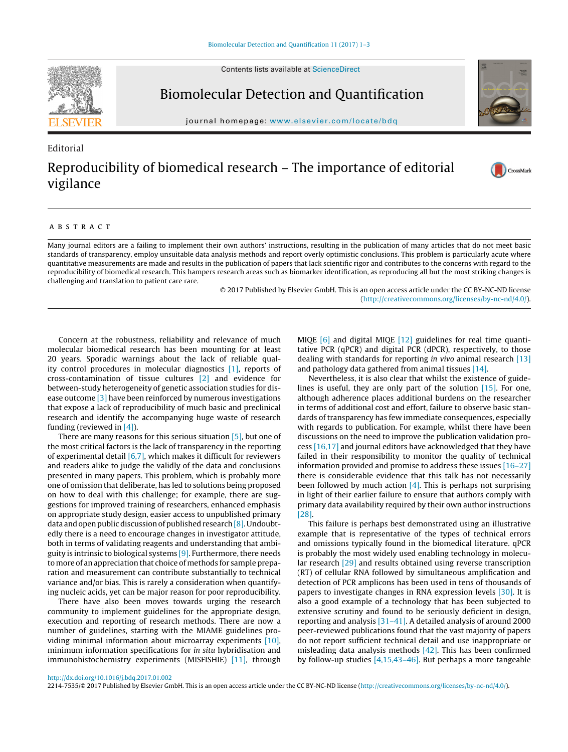Contents lists available at ScienceDirect

Biomolecular Detection and Quantification

journal homepage: www.elsevier.com/locate/bdq

Editorial

# Reproducibility of biomedical research – The importance of editorial vigilance

## ABSTRACT

Many journal editors are a failing to implement their own authors' instructions, resulting in the publication of many articles that do not meet basic standards of transparency, employ unsuitable data analysis methods and report overly optimistic conclusions. This problem is particularly acute where quantitative measurements are made and results in the publication of papers that lack scientific rigor and contributes to the concerns with regard to the reproducibility of biomedical research. This hampers research areas such as biomarker identification, as reproducing all but the most striking changes is challenging and translation to patient care rare.

© 2017 Published by Elsevier GmbH. This is an open access article under the CC BY-NC-ND license (http://creativecommons.org/licenses/by-nc-nd/4.0/).

Concern at the robustness, reliability and relevance of much molecular biomedical research has been mounting for at least 20 years. Sporadic warnings about the lack of reliable quality control procedures in molecular diagnostics [1], reports of cross-contamination of tissue cultures [2] and evidence for between-study heterogeneity of genetic association studies for disease outcome [3] have been reinforced by numerous investigations that expose a lack of reproducibility of much basic and preclinical research and identify the accompanying huge waste of research funding (reviewed in [4]).

There are many reasons for this serious situation [5], but one of the most critical factors is the lack of transparency in the reporting of experimental detail [6,7], which makes it difficult for reviewers and readers alike to judge the validly of the data and conclusions presented in many papers. This problem, which is probably more one of omission that deliberate, has led to solutions being proposed on how to deal with this challenge; for example, there are suggestions for improved training of researchers, enhanced emphasis on appropriate study design, easier access to unpublished primary data and open public discussion of published research [8]. Undoubtedly there is a need to encourage changes in investigator attitude, both in terms of validating reagents and understanding that ambiguity is intrinsic to biological systems [9]. Furthermore, there needs to more of an appreciation that choice of methods for sample preparation and measurement can contribute substantially to technical variance and/or bias. This is rarely a consideration when quantifying nucleic acids, yet can be major reason for poor reproducibility.

There have also been moves towards urging the research community to implement guidelines for the appropriate design, execution and reporting of research methods. There are now a number of guidelines, starting with the MIAME guidelines providing minimal information about microarray experiments [10], minimum information specifications for *in situ* hybridisation and immunohistochemistry experiments (MISFISHIE) [11], through MIQE [6] and digital MIQE [12] guidelines for real time quantitative PCR (qPCR) and digital PCR (dPCR), respectively, to those dealing with standards for reporting *in vivo* animal research [13] and pathology data gathered from animal tissues [14].

Nevertheless, it is also clear that whilst the existence of guidelines is useful, they are only part of the solution [15]. For one, although adherence places additional burdens on the researcher in terms of additional cost and effort, failure to observe basic standards of transparency has few immediate consequences, especially with regards to publication. For example, whilst there have been discussions on the need to improve the publication validation process [16,17] and journal editors have acknowledged that they have failed in their responsibility to monitor the quality of technical information provided and promise to address these issues [16–27] there is considerable evidence that this talk has not necessarily been followed by much action [4]. This is perhaps not surprising in light of their earlier failure to ensure that authors comply with primary data availability required by their own author instructions [28].

This failure is perhaps best demonstrated using an illustrative example that is representative of the types of technical errors and omissions typically found in the biomedical literature. qPCR is probably the most widely used enabling technology in molecular research [29] and results obtained using reverse transcription (RT) of cellular RNA followed by simultaneous amplification and detection of PCR amplicons has been used in tens of thousands of papers to investigate changes in RNA expression levels [30]. It is also a good example of a technology that has been subjected to extensive scrutiny and found to be seriously deficient in design, reporting and analysis [31–41]. A detailed analysis of around 2000 peer-reviewed publications found that the vast majority of papers do not report sufficient technical detail and use inappropriate or misleading data analysis methods [42]. This has been confirmed by follow-up studies [4,15,43–46]. But perhaps a more tangeable

http://dx.doi.org/10.1016/j.bdq.2017.01.002
2214-7535/© 2017 Published by Elsevier GmbH. This is an open access article under the CC BY-NC-ND license (http://creativecommons.org/licenses/by-nc-nd/4.0/).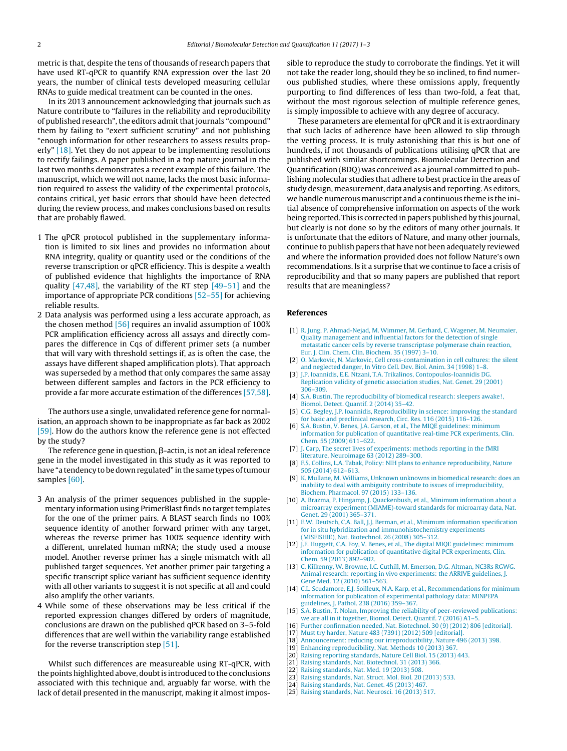metric is that, despite the tens of thousands of research papers that have used RT-qPCR to quantify RNA expression over the last 20 years, the number of clinical tests developed measuring cellular RNAs to guide medical treatment can be counted in the ones.

In its 2013 announcement acknowledging that journals such as Nature contribute to "failures in the reliability and reproducibility of published research", the editors admit that journals "compound" them by failing to "exert sufficient scrutiny" and not publishing "enough information for other researchers to assess results properly" [18]. Yet they do not appear to be implementing resolutions to rectify failings. A paper published in a top nature journal in the last two months demonstrates a recent example of this failure. The manuscript, which we will not name, lacks the most basic information required to assess the validity of the experimental protocols, contains critical, yet basic errors that should have been detected during the review process, and makes conclusions based on results that are probably flawed.

1 The qPCR protocol published in the supplementary information is limited to six lines and provides no information about RNA integrity, quality or quantity used or the conditions of the reverse transcription or qPCR efficiency. This is despite a wealth of published evidence that highlights the importance of RNA quality [47,48], the variability of the RT step [49–51] and the importance of appropriate PCR conditions [52–55] for achieving reliable results.
2 Data analysis was performed using a less accurate approach, as the chosen method [56] requires an invalid assumption of 100% PCR amplification efficiency across all assays and directly compares the difference in Cqs of different primer sets (a number that will vary with threshold settings if, as is often the case, the assays have different shaped amplification plots). That approach was superseded by a method that only compares the same assay between different samples and factors in the PCR efficiency to provide a far more accurate estimation of the differences [57,58].

The authors use a single, unvalidated reference gene for normalisation, an approach shown to be inappropriate as far back as 2002 [59]. How do the authors know the reference gene is not effected by the study?

The reference gene in question, β-actin, is not an ideal reference gene in the model investigated in this study as it was reported to have "a tendency to be down regulated" in the same types of tumour samples [60].

3 An analysis of the primer sequences published in the supplementary information using PrimerBlast finds no target templates for the one of the primer pairs. A BLAST search finds no 100% sequence identity of another forward primer with any target, whereas the reverse primer has 100% sequence identity with a different, unrelated human mRNA; the study used a mouse model. Another reverse primer has a single mismatch with all published target sequences. Yet another primer pair targeting a specific transcript splice variant has sufficient sequence identity with all other variants to suggest it is not specific at all and could also amplify the other variants.
4 While some of these observations may be less critical if the reported expression changes differed by orders of magnitude, conclusions are drawn on the published qPCR based on 3–5-fold differences that are well within the variability range established for the reverse transcription step [51].

Whilst such differences are measureable using RT-qPCR, with the points highlighted above, doubt is introduced to the conclusions associated with this technique and, arguably far worse, with the lack of detail presented in the manuscript, making it almost impossible to reproduce the study to corroborate the findings. Yet it will not take the reader long, should they be so inclined, to find numerous published studies, where these omissions apply, frequently purporting to find differences of less than two-fold, a feat that, without the most rigorous selection of multiple reference genes, is simply impossible to achieve with any degree of accuracy.

These parameters are elemental for qPCR and it is extraordinary that such lacks of adherence have been allowed to slip through the vetting process. It is truly astonishing that this is but one of hundreds, if not thousands of publications utilising qPCR that are published with similar shortcomings. Biomolecular Detection and Quantification (BDQ) was conceived as a journal committed to publishing molecular studies that adhere to best practice in the areas of study design, measurement, data analysis and reporting. As editors, we handle numerous manuscript and a continuous theme is the initial absence of comprehensive information on aspects of the work being reported. This is corrected in papers published by this journal, but clearly is not done so by the editors of many other journals. It is unfortunate that the editors of Nature, and many other journals, continue to publish papers that have not been adequately reviewed and where the information provided does not follow Nature's own recommendations. Is it a surprise that we continue to face a crisis of reproducibility and that so many papers are published that report results that are meaningless?

## References

[1] R. Jung, P. Ahmad-Nejad, M. Wimmer, M. Gerhard, C. Wagener, M. Neumaier, Quality management and influential factors for the detection of single metastatic cancer cells by reverse transcriptase polymerase chain reaction, Eur. J. Clin. Chem. Clin. Biochem. 35 (1997) 3–10.

[2] O. Markovic, N. Markovic, Cell cross-contamination in cell cultures: the silent and neglected danger, In Vitro Cell. Dev. Biol. Anim. 34 (1998) 1–8.

[3] J.P. Ioannidis, E.E. Ntzani, T.A. Trikalinos, Contopoulos-Ioannidis DG. Replication validity of genetic association studies, Nat. Genet. 29 (2001) 306–309.

[4] S.A. Bustin, The reproducibility of biomedical research: sleepers awake!, Biomol. Detect. Quantif. 2 (2014) 35–42.

[5] C.G. Begley, J.P. Ioannidis, Reproducibility in science: improving the standard for basic and preclinical research, Circ. Res. 116 (2015) 116–126.

[6] S.A. Bustin, V. Benes, J.A. Garson, et al., The MIQE guidelines: minimum information for publication of quantitative real-time PCR experiments, Clin. Chem. 55 (2009) 611–622.

[7] J. Carp, The secret lives of experiments: methods reporting in the fMRI literature, Neuroimage 63 (2012) 289–300.

[8] F.S. Collins, L.A. Tabak, Policy: NIH plans to enhance reproducibility, Nature 505 (2014) 612–613.

[9] K. Mullane, M. Williams, Unknown unknowns in biomedical research: does an inability to deal with ambiguity contribute to issues of irreproducibility, Biochem. Pharmacol. 97 (2015) 133–136.

[10] A. Brazma, P. Hingamp, J. Quackenbush, et al., Minimum information about a microarray experiment (MIAME)-toward standards for microarray data, Nat. Genet. 29 (2001) 365–371.

[11] E.W. Deutsch, C.A. Ball, J.J. Berman, et al., Minimum information specification for in situ hybridization and immunohistochemistry experiments (MISFISHIE), Nat. Biotechnol. 26 (2008) 305–312.

[12] J.F. Huggett, C.A. Foy, V. Benes, et al., The digital MIQE guidelines: minimum information for publication of quantitative digital PCR experiments, Clin. Chem. 59 (2013) 892–902.

[13] C. Kilkenny, W. Browne, I.C. Cuthill, M. Emerson, D.G. Altman, NC3Rs RGWG. Animal research: reporting in vivo experiments: the ARRIVE guidelines, J. Gene Med. 12 (2010) 561–563.

[14] C.L. Scudamore, E.J. Soilleux, N.A. Karp, et al., Recommendations for minimum information for publication of experimental pathology data: MINPEPA guidelines, J. Pathol. 238 (2016) 359–367.

[15] S.A. Bustin, T. Nolan, Improving the reliability of peer-reviewed publications: we are all in it together, Biomol. Detect. Quantif. 7 (2016) A1–5.

[16] Further confirmation needed, Nat. Biotechnol. 30 (9) (2012) 806 [editorial].

[17] Must try harder, Nature 483 (7391) (2012) 509 [editorial].

[18] Announcement: reducing our irreproducibility, Nature 496 (2013) 398.

[19] Enhancing reproducibility, Nat. Methods 10 (2013) 367.

[20] Raising reporting standards, Nature Cell Biol. 15 (2013) 443.

[21] Raising standards, Nat. Biotechnol. 31 (2013) 366.

[22] Raising standards, Nat. Med. 19 (2013) 508.

[23] Raising standards, Nat. Struct. Mol. Biol. 20 (2013) 533.

[24] Raising standards, Nat. Genet. 45 (2013) 467.

[25] Raising standards, Nat. Neurosci. 16 (2013) 517.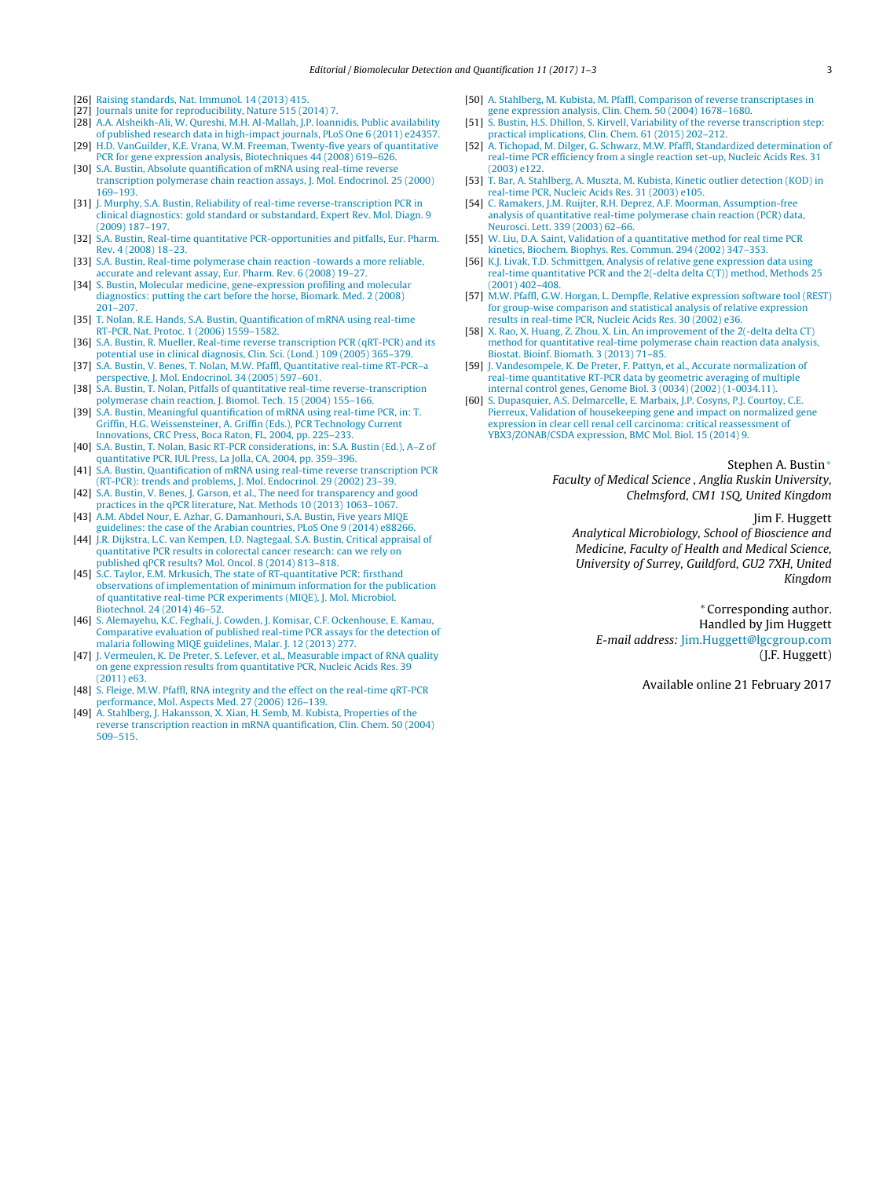[26] Raising standards, Nat. Immunol. 14 (2013) 415.

[27] Journals unite for reproducibility, Nature 515 (2014) 7.

[28] A.A. Alsheikh-Ali, W. Qureshi, M.H. Al-Mallah, J.P. Ioannidis, Public availability of published research data in high-impact journals, PLoS One 6 (2011) e24357.

[29] H.D. VanGuilder, K.E. Vrana, W.M. Freeman, Twenty-five years of quantitative PCR for gene expression analysis, Biotechniques 44 (2008) 619–626.

[30] S.A. Bustin, Absolute quantification of mRNA using real-time reverse transcription polymerase chain reaction assays, J. Mol. Endocrinol. 25 (2000) 169–193.

[31] J. Murphy, S.A. Bustin, Reliability of real-time reverse-transcription PCR in clinical diagnostics: gold standard or substandard, Expert Rev. Mol. Diagn. 9 (2009) 187–197.

[32] S.A. Bustin, Real-time quantitative PCR-opportunities and pitfalls, Eur. Pharm. Rev. 4 (2008) 18–23.

[33] S.A. Bustin, Real-time polymerase chain reaction -towards a more reliable, accurate and relevant assay, Eur. Pharm. Rev. 6 (2008) 19–27.

[34] S. Bustin, Molecular medicine, gene-expression profiling and molecular diagnostics: putting the cart before the horse, Biomark. Med. 2 (2008) 201–207.

[35] T. Nolan, R.E. Hands, S.A. Bustin, Quantification of mRNA using real-time RT-PCR, Nat. Protoc. 1 (2006) 1559–1582.

[36] S.A. Bustin, R. Mueller, Real-time reverse transcription PCR (qRT-PCR) and its potential use in clinical diagnosis, Clin. Sci. (Lond.) 109 (2005) 365–379.

[37] S.A. Bustin, V. Benes, T. Nolan, M.W. Pfaffl, Quantitative real-time RT-PCR–a perspective, J. Mol. Endocrinol. 34 (2005) 597–601.

[38] S.A. Bustin, T. Nolan, Pitfalls of quantitative real-time reverse-transcription polymerase chain reaction, J. Biomol. Tech. 15 (2004) 155–166.

[39] S.A. Bustin, Meaningful quantification of mRNA using real-time PCR, in: T. Griffin, H.G. Weissensteiner, A. Griffin (Eds.), PCR Technology Current Innovations, CRC Press, Boca Raton, FL, 2004, pp. 225–233.

[40] S.A. Bustin, T. Nolan, Basic RT-PCR considerations, in: S.A. Bustin (Ed.), A–Z of quantitative PCR, IUL Press, La Jolla, CA, 2004, pp. 359–396.

[41] S.A. Bustin, Quantification of mRNA using real-time reverse transcription PCR (RT-PCR): trends and problems, J. Mol. Endocrinol. 29 (2002) 23–39.

[42] S.A. Bustin, V. Benes, J. Garson, et al., The need for transparency and good practices in the qPCR literature, Nat. Methods 10 (2013) 1063–1067.

[43] A.M. Abdel Nour, E. Azhar, G. Damanhouri, S.A. Bustin, Five years MIQE guidelines: the case of the Arabian countries, PLoS One 9 (2014) e88266.

[44] J.R. Dijkstra, L.C. van Kempen, I.D. Nagtegaal, S.A. Bustin, Critical appraisal of quantitative PCR results in colorectal cancer research: can we rely on published qPCR results? Mol. Oncol. 8 (2014) 813–818.

[45] S.C. Taylor, E.M. Mrkusich, The state of RT-quantitative PCR: firsthand observations of implementation of minimum information for the publication of quantitative real-time PCR experiments (MIQE), J. Mol. Microbiol. Biotechnol. 24 (2014) 46–52.

[46] S. Alemayehu, K.C. Feghali, J. Cowden, J. Komisar, C.F. Ockenhouse, E. Kamau, Comparative evaluation of published real-time PCR assays for the detection of malaria following MIQE guidelines, Malar. J. 12 (2013) 277.

[47] J. Vermeulen, K. De Preter, S. Lefever, et al., Measurable impact of RNA quality on gene expression results from quantitative PCR, Nucleic Acids Res. 39 (2011) e63.

[48] S. Fleige, M.W. Pfaffl, RNA integrity and the effect on the real-time qRT-PCR performance, Mol. Aspects Med. 27 (2006) 126–139.

[49] A. Stahlberg, J. Hakansson, X. Xian, H. Semb, M. Kubista, Properties of the reverse transcription reaction in mRNA quantification, Clin. Chem. 50 (2004) 509–515.

[50] A. Stahlberg, M. Kubista, M. Pfaffl, Comparison of reverse transcriptases in gene expression analysis, Clin. Chem. 50 (2004) 1678–1680.

[51] S. Bustin, H.S. Dhillon, S. Kirvell, Variability of the reverse transcription step: practical implications, Clin. Chem. 61 (2015) 202–212.

[52] A. Tichopad, M. Dilger, G. Schwarz, M.W. Pfaffl, Standardized determination of real-time PCR efficiency from a single reaction set-up, Nucleic Acids Res. 31 (2003) e122.

[53] T. Bar, A. Stahlberg, A. Muszta, M. Kubista, Kinetic outlier detection (KOD) in real-time PCR, Nucleic Acids Res. 31 (2003) e105.

[54] C. Ramakers, J.M. Ruijter, R.H. Deprez, A.F. Moorman, Assumption-free analysis of quantitative real-time polymerase chain reaction (PCR) data, Neurosci. Lett. 339 (2003) 62–66.

[55] W. Liu, D.A. Saint, Validation of a quantitative method for real time PCR kinetics, Biochem. Biophys. Res. Commun. 294 (2002) 347–353.

[56] K.J. Livak, T.D. Schmittgen, Analysis of relative gene expression data using real-time quantitative PCR and the 2(-delta delta C(T)) method, Methods 25 (2001) 402–408.

[57] M.W. Pfaffl, G.W. Horgan, L. Dempfle, Relative expression software tool (REST) for group-wise comparison and statistical analysis of relative expression results in real-time PCR, Nucleic Acids Res. 30 (2002) e36.

[58] X. Rao, X. Huang, Z. Zhou, X. Lin, An improvement of the 2(-delta delta CT) method for quantitative real-time polymerase chain reaction data analysis, Biostat. Bioinf. Biomath. 3 (2013) 71–85.

[59] J. Vandesompele, K. De Preter, F. Pattyn, et al., Accurate normalization of real-time quantitative RT-PCR data by geometric averaging of multiple internal control genes, Genome Biol. 3 (0034) (2002) (1-0034.11).

[60] S. Dupasquier, A.S. Delmarcelle, E. Marbaix, J.P. Cosyns, P.J. Courtoy, C.E. Pierreux, Validation of housekeeping gene and impact on normalized gene expression in clear cell renal cell carcinoma: critical reassessment of YBX3/ZONAB/CSDA expression, BMC Mol. Biol. 15 (2014) 9.

Stephen A. Bustin*
*Faculty of Medical Science , Anglia Ruskin University, Chelmsford, CM1 1SQ, United Kingdom*

Jim F. Huggett
*Analytical Microbiology, School of Bioscience and Medicine, Faculty of Health and Medical Science, University of Surrey, Guildford, GU2 7XH, United Kingdom*

* Corresponding author.
Handled by Jim Huggett
*E-mail address:* Jim.Huggett@lgcgroup.com (J.F. Huggett)

Available online 21 February 2017